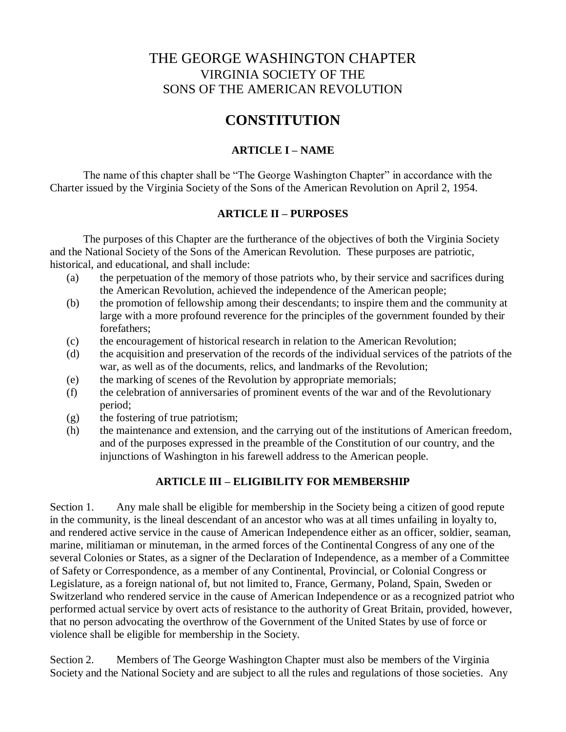# THE GEORGE WASHINGTON CHAPTER
## VIRGINIA SOCIETY OF THE
## SONS OF THE AMERICAN REVOLUTION

# CONSTITUTION

### ARTICLE I – NAME

The name of this chapter shall be "The George Washington Chapter" in accordance with the Charter issued by the Virginia Society of the Sons of the American Revolution on April 2, 1954.

### ARTICLE II – PURPOSES

The purposes of this Chapter are the furtherance of the objectives of both the Virginia Society and the National Society of the Sons of the American Revolution. These purposes are patriotic, historical, and educational, and shall include:

- (a) the perpetuation of the memory of those patriots who, by their service and sacrifices during the American Revolution, achieved the independence of the American people;
- (b) the promotion of fellowship among their descendants; to inspire them and the community at large with a more profound reverence for the principles of the government founded by their forefathers;
- (c) the encouragement of historical research in relation to the American Revolution;
- (d) the acquisition and preservation of the records of the individual services of the patriots of the war, as well as of the documents, relics, and landmarks of the Revolution;
- (e) the marking of scenes of the Revolution by appropriate memorials;
- (f) the celebration of anniversaries of prominent events of the war and of the Revolutionary period;
- (g) the fostering of true patriotism;
- (h) the maintenance and extension, and the carrying out of the institutions of American freedom, and of the purposes expressed in the preamble of the Constitution of our country, and the injunctions of Washington in his farewell address to the American people.

### ARTICLE III – ELIGIBILITY FOR MEMBERSHIP

Section 1. Any male shall be eligible for membership in the Society being a citizen of good repute in the community, is the lineal descendant of an ancestor who was at all times unfailing in loyalty to, and rendered active service in the cause of American Independence either as an officer, soldier, seaman, marine, militiaman or minuteman, in the armed forces of the Continental Congress of any one of the several Colonies or States, as a signer of the Declaration of Independence, as a member of a Committee of Safety or Correspondence, as a member of any Continental, Provincial, or Colonial Congress or Legislature, as a foreign national of, but not limited to, France, Germany, Poland, Spain, Sweden or Switzerland who rendered service in the cause of American Independence or as a recognized patriot who performed actual service by overt acts of resistance to the authority of Great Britain, provided, however, that no person advocating the overthrow of the Government of the United States by use of force or violence shall be eligible for membership in the Society.

Section 2. Members of The George Washington Chapter must also be members of the Virginia Society and the National Society and are subject to all the rules and regulations of those societies. Any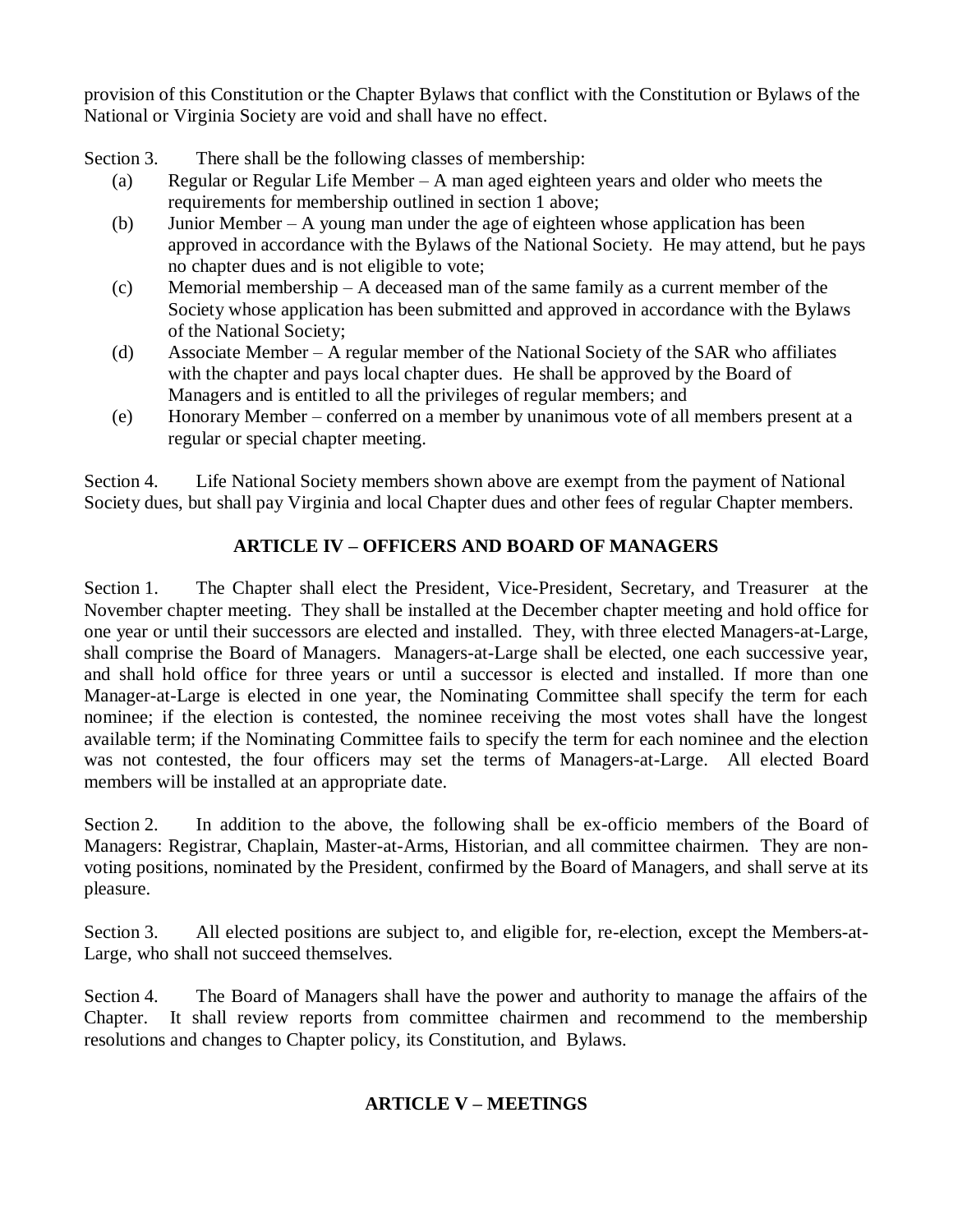provision of this Constitution or the Chapter Bylaws that conflict with the Constitution or Bylaws of the National or Virginia Society are void and shall have no effect.

Section 3. There shall be the following classes of membership:

- (a) Regular or Regular Life Member – A man aged eighteen years and older who meets the requirements for membership outlined in section 1 above;
- (b) Junior Member – A young man under the age of eighteen whose application has been approved in accordance with the Bylaws of the National Society. He may attend, but he pays no chapter dues and is not eligible to vote;
- (c) Memorial membership – A deceased man of the same family as a current member of the Society whose application has been submitted and approved in accordance with the Bylaws of the National Society;
- (d) Associate Member – A regular member of the National Society of the SAR who affiliates with the chapter and pays local chapter dues. He shall be approved by the Board of Managers and is entitled to all the privileges of regular members; and
- (e) Honorary Member – conferred on a member by unanimous vote of all members present at a regular or special chapter meeting.

Section 4. Life National Society members shown above are exempt from the payment of National Society dues, but shall pay Virginia and local Chapter dues and other fees of regular Chapter members.

## ARTICLE IV – OFFICERS AND BOARD OF MANAGERS

Section 1. The Chapter shall elect the President, Vice-President, Secretary, and Treasurer at the November chapter meeting. They shall be installed at the December chapter meeting and hold office for one year or until their successors are elected and installed. They, with three elected Managers-at-Large, shall comprise the Board of Managers. Managers-at-Large shall be elected, one each successive year, and shall hold office for three years or until a successor is elected and installed. If more than one Manager-at-Large is elected in one year, the Nominating Committee shall specify the term for each nominee; if the election is contested, the nominee receiving the most votes shall have the longest available term; if the Nominating Committee fails to specify the term for each nominee and the election was not contested, the four officers may set the terms of Managers-at-Large. All elected Board members will be installed at an appropriate date.

Section 2. In addition to the above, the following shall be ex-officio members of the Board of Managers: Registrar, Chaplain, Master-at-Arms, Historian, and all committee chairmen. They are non-voting positions, nominated by the President, confirmed by the Board of Managers, and shall serve at its pleasure.

Section 3. All elected positions are subject to, and eligible for, re-election, except the Members-at-Large, who shall not succeed themselves.

Section 4. The Board of Managers shall have the power and authority to manage the affairs of the Chapter. It shall review reports from committee chairmen and recommend to the membership resolutions and changes to Chapter policy, its Constitution, and Bylaws.

## ARTICLE V – MEETINGS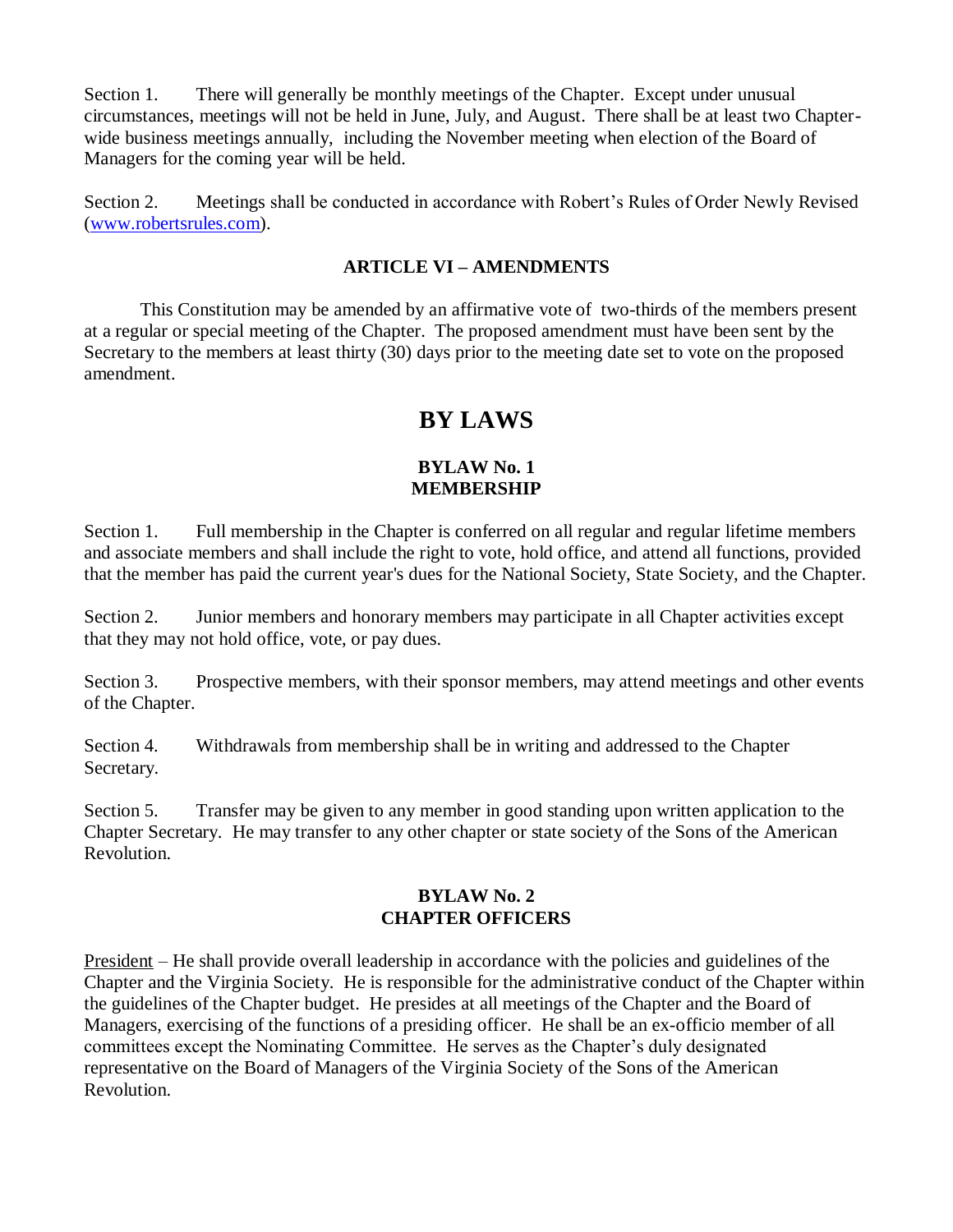Section 1. There will generally be monthly meetings of the Chapter. Except under unusual circumstances, meetings will not be held in June, July, and August. There shall be at least two Chapter-wide business meetings annually, including the November meeting when election of the Board of Managers for the coming year will be held.

Section 2. Meetings shall be conducted in accordance with Robert's Rules of Order Newly Revised (www.robertsrules.com).

### ARTICLE VI – AMENDMENTS

This Constitution may be amended by an affirmative vote of two-thirds of the members present at a regular or special meeting of the Chapter. The proposed amendment must have been sent by the Secretary to the members at least thirty (30) days prior to the meeting date set to vote on the proposed amendment.

# BY LAWS

### BYLAW No. 1
### MEMBERSHIP

Section 1. Full membership in the Chapter is conferred on all regular and regular lifetime members and associate members and shall include the right to vote, hold office, and attend all functions, provided that the member has paid the current year's dues for the National Society, State Society, and the Chapter.

Section 2. Junior members and honorary members may participate in all Chapter activities except that they may not hold office, vote, or pay dues.

Section 3. Prospective members, with their sponsor members, may attend meetings and other events of the Chapter.

Section 4. Withdrawals from membership shall be in writing and addressed to the Chapter Secretary.

Section 5. Transfer may be given to any member in good standing upon written application to the Chapter Secretary. He may transfer to any other chapter or state society of the Sons of the American Revolution.

### BYLAW No. 2
### CHAPTER OFFICERS

President – He shall provide overall leadership in accordance with the policies and guidelines of the Chapter and the Virginia Society. He is responsible for the administrative conduct of the Chapter within the guidelines of the Chapter budget. He presides at all meetings of the Chapter and the Board of Managers, exercising of the functions of a presiding officer. He shall be an ex-officio member of all committees except the Nominating Committee. He serves as the Chapter's duly designated representative on the Board of Managers of the Virginia Society of the Sons of the American Revolution.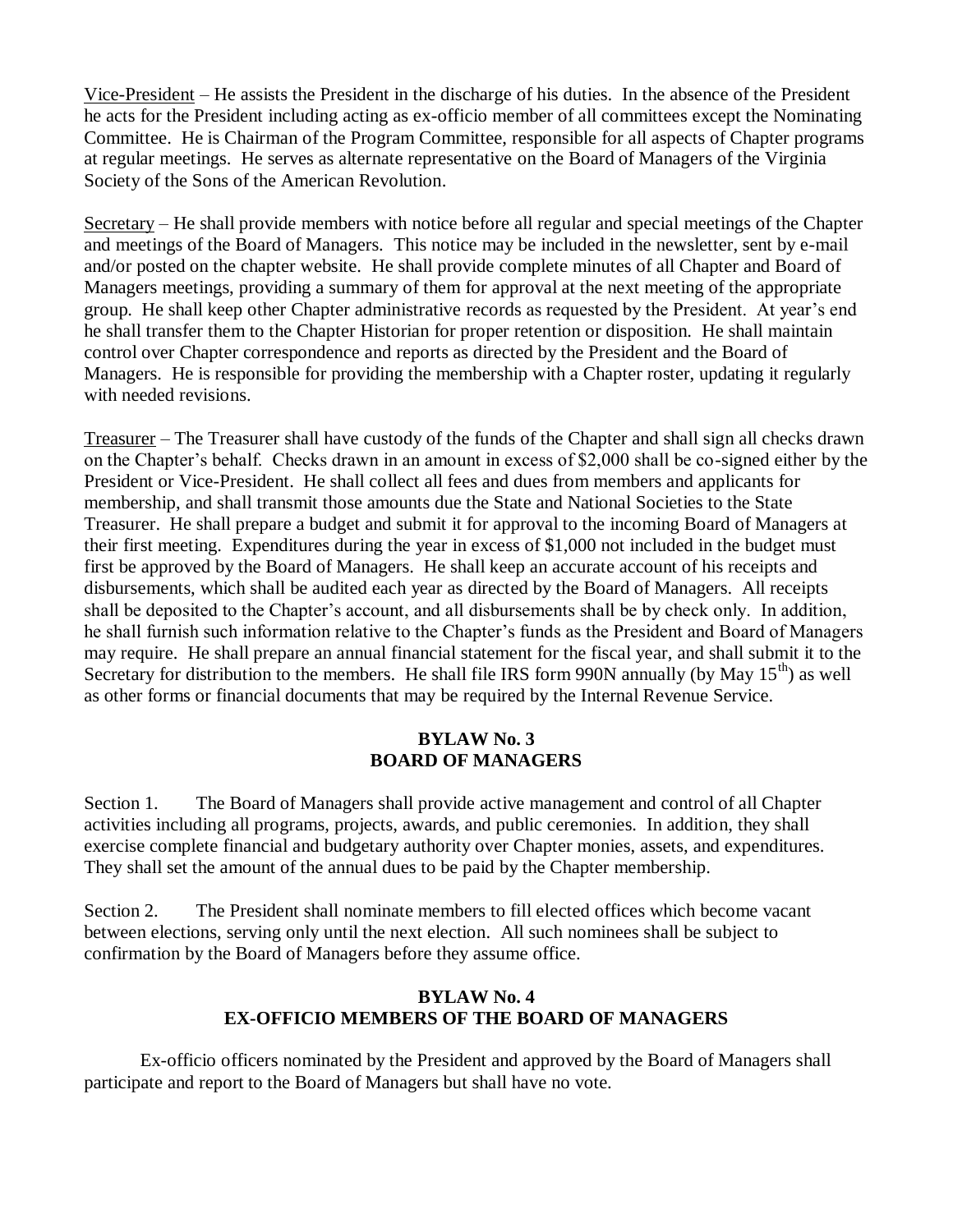Vice-President – He assists the President in the discharge of his duties. In the absence of the President he acts for the President including acting as ex-officio member of all committees except the Nominating Committee. He is Chairman of the Program Committee, responsible for all aspects of Chapter programs at regular meetings. He serves as alternate representative on the Board of Managers of the Virginia Society of the Sons of the American Revolution.

Secretary – He shall provide members with notice before all regular and special meetings of the Chapter and meetings of the Board of Managers. This notice may be included in the newsletter, sent by e-mail and/or posted on the chapter website. He shall provide complete minutes of all Chapter and Board of Managers meetings, providing a summary of them for approval at the next meeting of the appropriate group. He shall keep other Chapter administrative records as requested by the President. At year's end he shall transfer them to the Chapter Historian for proper retention or disposition. He shall maintain control over Chapter correspondence and reports as directed by the President and the Board of Managers. He is responsible for providing the membership with a Chapter roster, updating it regularly with needed revisions.

Treasurer – The Treasurer shall have custody of the funds of the Chapter and shall sign all checks drawn on the Chapter's behalf. Checks drawn in an amount in excess of $2,000 shall be co-signed either by the President or Vice-President. He shall collect all fees and dues from members and applicants for membership, and shall transmit those amounts due the State and National Societies to the State Treasurer. He shall prepare a budget and submit it for approval to the incoming Board of Managers at their first meeting. Expenditures during the year in excess of $1,000 not included in the budget must first be approved by the Board of Managers. He shall keep an accurate account of his receipts and disbursements, which shall be audited each year as directed by the Board of Managers. All receipts shall be deposited to the Chapter's account, and all disbursements shall be by check only. In addition, he shall furnish such information relative to the Chapter's funds as the President and Board of Managers may require. He shall prepare an annual financial statement for the fiscal year, and shall submit it to the Secretary for distribution to the members. He shall file IRS form 990N annually (by May 15th) as well as other forms or financial documents that may be required by the Internal Revenue Service.

## BYLAW No. 3
## BOARD OF MANAGERS

Section 1. The Board of Managers shall provide active management and control of all Chapter activities including all programs, projects, awards, and public ceremonies. In addition, they shall exercise complete financial and budgetary authority over Chapter monies, assets, and expenditures. They shall set the amount of the annual dues to be paid by the Chapter membership.

Section 2. The President shall nominate members to fill elected offices which become vacant between elections, serving only until the next election. All such nominees shall be subject to confirmation by the Board of Managers before they assume office.

## BYLAW No. 4
## EX-OFFICIO MEMBERS OF THE BOARD OF MANAGERS

Ex-officio officers nominated by the President and approved by the Board of Managers shall participate and report to the Board of Managers but shall have no vote.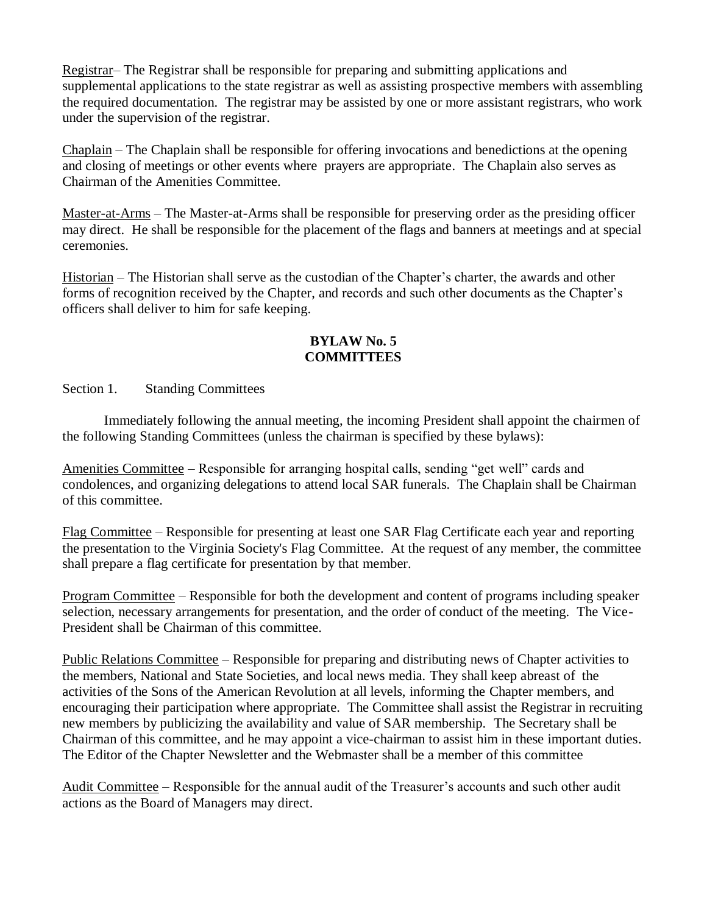Registrar– The Registrar shall be responsible for preparing and submitting applications and supplemental applications to the state registrar as well as assisting prospective members with assembling the required documentation. The registrar may be assisted by one or more assistant registrars, who work under the supervision of the registrar.

Chaplain – The Chaplain shall be responsible for offering invocations and benedictions at the opening and closing of meetings or other events where prayers are appropriate. The Chaplain also serves as Chairman of the Amenities Committee.

Master-at-Arms – The Master-at-Arms shall be responsible for preserving order as the presiding officer may direct. He shall be responsible for the placement of the flags and banners at meetings and at special ceremonies.

Historian – The Historian shall serve as the custodian of the Chapter's charter, the awards and other forms of recognition received by the Chapter, and records and such other documents as the Chapter's officers shall deliver to him for safe keeping.

## BYLAW No. 5
## COMMITTEES

Section 1. Standing Committees

Immediately following the annual meeting, the incoming President shall appoint the chairmen of the following Standing Committees (unless the chairman is specified by these bylaws):

Amenities Committee – Responsible for arranging hospital calls, sending "get well" cards and condolences, and organizing delegations to attend local SAR funerals. The Chaplain shall be Chairman of this committee.

Flag Committee – Responsible for presenting at least one SAR Flag Certificate each year and reporting the presentation to the Virginia Society's Flag Committee. At the request of any member, the committee shall prepare a flag certificate for presentation by that member.

Program Committee – Responsible for both the development and content of programs including speaker selection, necessary arrangements for presentation, and the order of conduct of the meeting. The Vice-President shall be Chairman of this committee.

Public Relations Committee – Responsible for preparing and distributing news of Chapter activities to the members, National and State Societies, and local news media. They shall keep abreast of the activities of the Sons of the American Revolution at all levels, informing the Chapter members, and encouraging their participation where appropriate. The Committee shall assist the Registrar in recruiting new members by publicizing the availability and value of SAR membership. The Secretary shall be Chairman of this committee, and he may appoint a vice-chairman to assist him in these important duties. The Editor of the Chapter Newsletter and the Webmaster shall be a member of this committee

Audit Committee – Responsible for the annual audit of the Treasurer's accounts and such other audit actions as the Board of Managers may direct.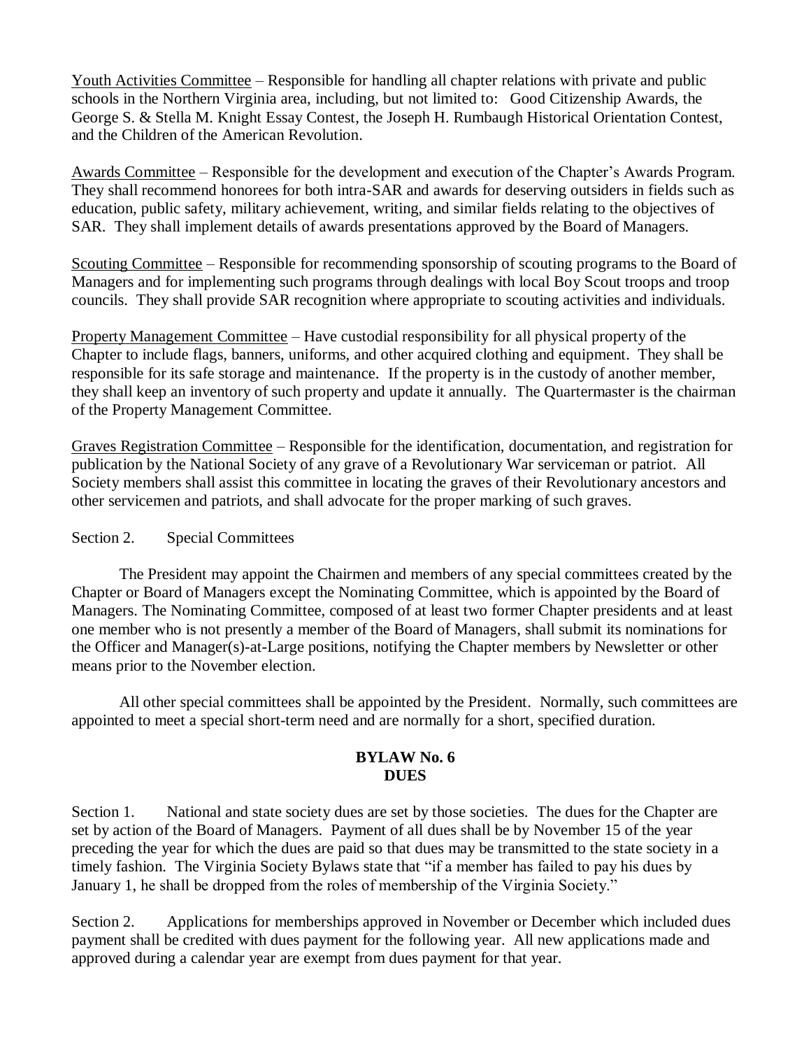Youth Activities Committee – Responsible for handling all chapter relations with private and public schools in the Northern Virginia area, including, but not limited to: Good Citizenship Awards, the George S. & Stella M. Knight Essay Contest, the Joseph H. Rumbaugh Historical Orientation Contest, and the Children of the American Revolution.

Awards Committee – Responsible for the development and execution of the Chapter's Awards Program. They shall recommend honorees for both intra-SAR and awards for deserving outsiders in fields such as education, public safety, military achievement, writing, and similar fields relating to the objectives of SAR. They shall implement details of awards presentations approved by the Board of Managers.

Scouting Committee – Responsible for recommending sponsorship of scouting programs to the Board of Managers and for implementing such programs through dealings with local Boy Scout troops and troop councils. They shall provide SAR recognition where appropriate to scouting activities and individuals.

Property Management Committee – Have custodial responsibility for all physical property of the Chapter to include flags, banners, uniforms, and other acquired clothing and equipment. They shall be responsible for its safe storage and maintenance. If the property is in the custody of another member, they shall keep an inventory of such property and update it annually. The Quartermaster is the chairman of the Property Management Committee.

Graves Registration Committee – Responsible for the identification, documentation, and registration for publication by the National Society of any grave of a Revolutionary War serviceman or patriot. All Society members shall assist this committee in locating the graves of their Revolutionary ancestors and other servicemen and patriots, and shall advocate for the proper marking of such graves.

Section 2. Special Committees

The President may appoint the Chairmen and members of any special committees created by the Chapter or Board of Managers except the Nominating Committee, which is appointed by the Board of Managers. The Nominating Committee, composed of at least two former Chapter presidents and at least one member who is not presently a member of the Board of Managers, shall submit its nominations for the Officer and Manager(s)-at-Large positions, notifying the Chapter members by Newsletter or other means prior to the November election.

All other special committees shall be appointed by the President. Normally, such committees are appointed to meet a special short-term need and are normally for a short, specified duration.

## BYLAW No. 6
## DUES

Section 1. National and state society dues are set by those societies. The dues for the Chapter are set by action of the Board of Managers. Payment of all dues shall be by November 15 of the year preceding the year for which the dues are paid so that dues may be transmitted to the state society in a timely fashion. The Virginia Society Bylaws state that "if a member has failed to pay his dues by January 1, he shall be dropped from the roles of membership of the Virginia Society."

Section 2. Applications for memberships approved in November or December which included dues payment shall be credited with dues payment for the following year. All new applications made and approved during a calendar year are exempt from dues payment for that year.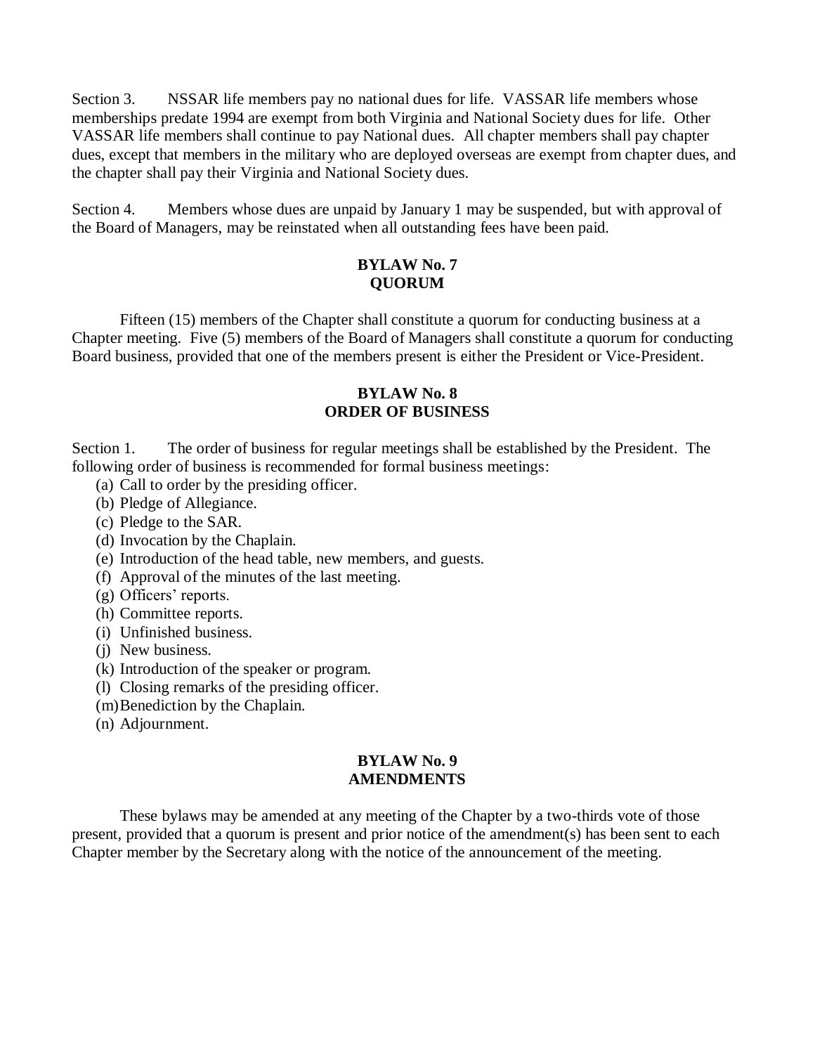Section 3. NSSAR life members pay no national dues for life. VASSAR life members whose memberships predate 1994 are exempt from both Virginia and National Society dues for life. Other VASSAR life members shall continue to pay National dues. All chapter members shall pay chapter dues, except that members in the military who are deployed overseas are exempt from chapter dues, and the chapter shall pay their Virginia and National Society dues.

Section 4. Members whose dues are unpaid by January 1 may be suspended, but with approval of the Board of Managers, may be reinstated when all outstanding fees have been paid.

## BYLAW No. 7
## QUORUM

Fifteen (15) members of the Chapter shall constitute a quorum for conducting business at a Chapter meeting. Five (5) members of the Board of Managers shall constitute a quorum for conducting Board business, provided that one of the members present is either the President or Vice-President.

## BYLAW No. 8
## ORDER OF BUSINESS

Section 1. The order of business for regular meetings shall be established by the President. The following order of business is recommended for formal business meetings:

(a) Call to order by the presiding officer.
(b) Pledge of Allegiance.
(c) Pledge to the SAR.
(d) Invocation by the Chaplain.
(e) Introduction of the head table, new members, and guests.
(f) Approval of the minutes of the last meeting.
(g) Officers' reports.
(h) Committee reports.
(i) Unfinished business.
(j) New business.
(k) Introduction of the speaker or program.
(l) Closing remarks of the presiding officer.
(m) Benediction by the Chaplain.
(n) Adjournment.

## BYLAW No. 9
## AMENDMENTS

These bylaws may be amended at any meeting of the Chapter by a two-thirds vote of those present, provided that a quorum is present and prior notice of the amendment(s) has been sent to each Chapter member by the Secretary along with the notice of the announcement of the meeting.